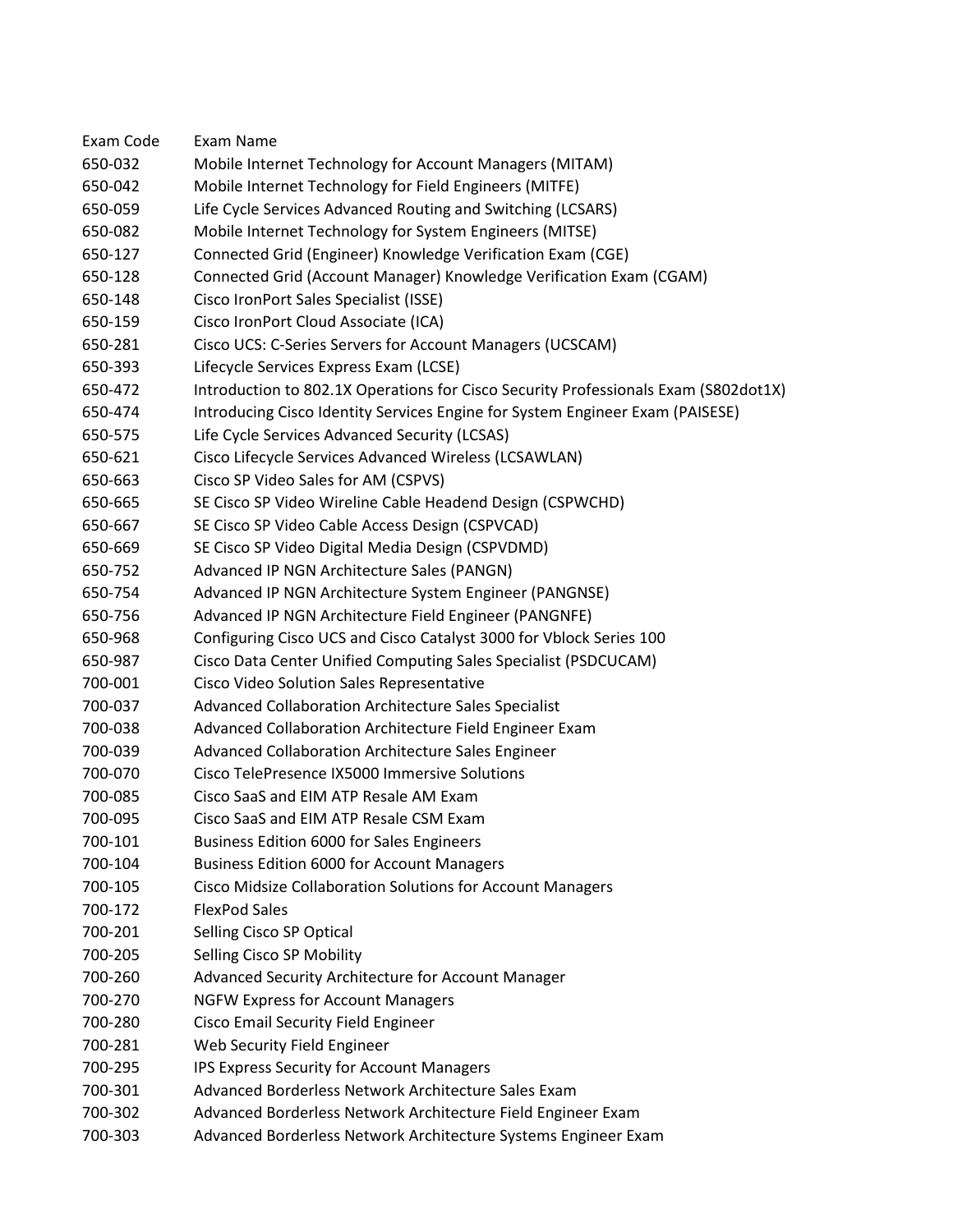| Exam Code | Exam Name |
|---|---|
| 650-032 | Mobile Internet Technology for Account Managers (MITAM) |
| 650-042 | Mobile Internet Technology for Field Engineers (MITFE) |
| 650-059 | Life Cycle Services Advanced Routing and Switching (LCSARS) |
| 650-082 | Mobile Internet Technology for System Engineers (MITSE) |
| 650-127 | Connected Grid (Engineer) Knowledge Verification Exam (CGE) |
| 650-128 | Connected Grid (Account Manager) Knowledge Verification Exam (CGAM) |
| 650-148 | Cisco IronPort Sales Specialist (ISSE) |
| 650-159 | Cisco IronPort Cloud Associate (ICA) |
| 650-281 | Cisco UCS: C-Series Servers for Account Managers (UCSCAM) |
| 650-393 | Lifecycle Services Express Exam (LCSE) |
| 650-472 | Introduction to 802.1X Operations for Cisco Security Professionals Exam (S802dot1X) |
| 650-474 | Introducing Cisco Identity Services Engine for System Engineer Exam (PAISESE) |
| 650-575 | Life Cycle Services Advanced Security (LCSAS) |
| 650-621 | Cisco Lifecycle Services Advanced Wireless (LCSAWLAN) |
| 650-663 | Cisco SP Video Sales for AM (CSPVS) |
| 650-665 | SE Cisco SP Video Wireline Cable Headend Design (CSPWCHD) |
| 650-667 | SE Cisco SP Video Cable Access Design (CSPVCAD) |
| 650-669 | SE Cisco SP Video Digital Media Design (CSPVDMD) |
| 650-752 | Advanced IP NGN Architecture Sales (PANGN) |
| 650-754 | Advanced IP NGN Architecture System Engineer (PANGNSE) |
| 650-756 | Advanced IP NGN Architecture Field Engineer (PANGNFE) |
| 650-968 | Configuring Cisco UCS and Cisco Catalyst 3000 for Vblock Series 100 |
| 650-987 | Cisco Data Center Unified Computing Sales Specialist (PSDCUCAM) |
| 700-001 | Cisco Video Solution Sales Representative |
| 700-037 | Advanced Collaboration Architecture Sales Specialist |
| 700-038 | Advanced Collaboration Architecture Field Engineer Exam |
| 700-039 | Advanced Collaboration Architecture Sales Engineer |
| 700-070 | Cisco TelePresence IX5000 Immersive Solutions |
| 700-085 | Cisco SaaS and EIM ATP Resale AM Exam |
| 700-095 | Cisco SaaS and EIM ATP Resale CSM Exam |
| 700-101 | Business Edition 6000 for Sales Engineers |
| 700-104 | Business Edition 6000 for Account Managers |
| 700-105 | Cisco Midsize Collaboration Solutions for Account Managers |
| 700-172 | FlexPod Sales |
| 700-201 | Selling Cisco SP Optical |
| 700-205 | Selling Cisco SP Mobility |
| 700-260 | Advanced Security Architecture for Account Manager |
| 700-270 | NGFW Express for Account Managers |
| 700-280 | Cisco Email Security Field Engineer |
| 700-281 | Web Security Field Engineer |
| 700-295 | IPS Express Security for Account Managers |
| 700-301 | Advanced Borderless Network Architecture Sales Exam |
| 700-302 | Advanced Borderless Network Architecture Field Engineer Exam |
| 700-303 | Advanced Borderless Network Architecture Systems Engineer Exam |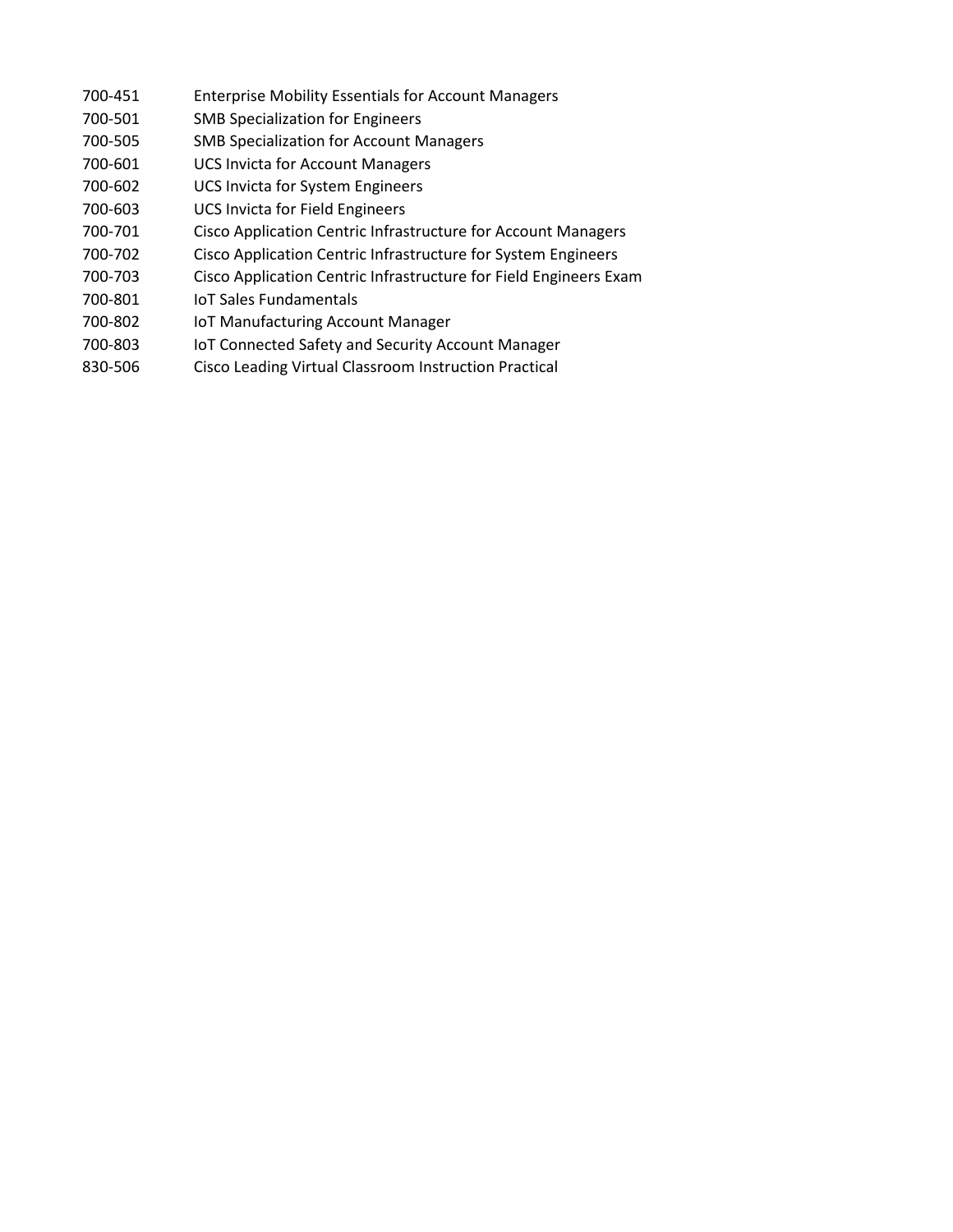| | |
|---|---|
| 700-451 | Enterprise Mobility Essentials for Account Managers |
| 700-501 | SMB Specialization for Engineers |
| 700-505 | SMB Specialization for Account Managers |
| 700-601 | UCS Invicta for Account Managers |
| 700-602 | UCS Invicta for System Engineers |
| 700-603 | UCS Invicta for Field Engineers |
| 700-701 | Cisco Application Centric Infrastructure for Account Managers |
| 700-702 | Cisco Application Centric Infrastructure for System Engineers |
| 700-703 | Cisco Application Centric Infrastructure for Field Engineers Exam |
| 700-801 | IoT Sales Fundamentals |
| 700-802 | IoT Manufacturing Account Manager |
| 700-803 | IoT Connected Safety and Security Account Manager |
| 830-506 | Cisco Leading Virtual Classroom Instruction Practical |